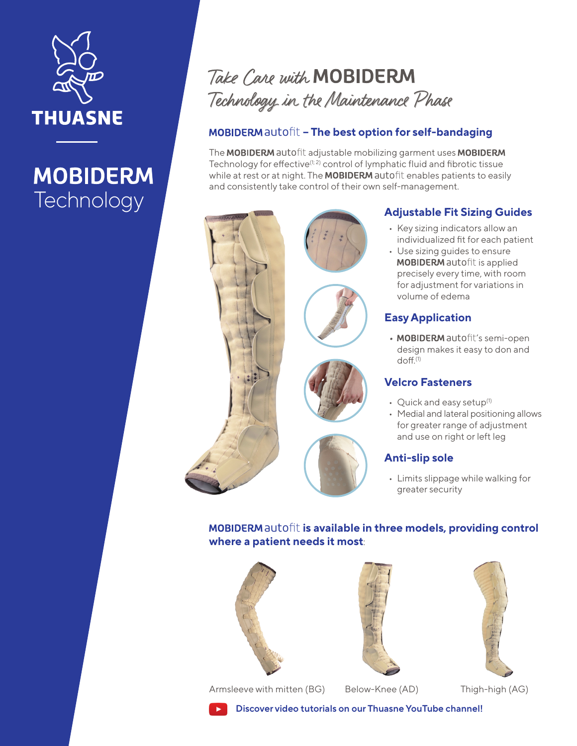THUASNE

**MOBIDERM** Technology

# *Take Care with* MOBIDERM *Technology in the Maintenance Phase*

## MOBIDERM autofit – The best option for self-bandaging

The **MOBIDERM** autofit adjustable mobilizing garment uses **MOBIDERM** Technology for effective[1;2] control of lymphatic fluid and fibrotic tissue while at rest or at night. The **MOBIDERM** autofit enables patients to easily and consistently take control of their own self-management.

### Adjustable Fit Sizing Guides

- Key sizing indicators allow an individualized fit for each patient
- Use sizing guides to ensure **MOBIDERM** autofit is applied precisely every time, with room for adjustment for variations in volume of edema

### Easy Application

- **MOBIDERM** autofit's semi-open design makes it easy to don and doff.[1]

### Velcro Fasteners

- Quick and easy setup[1]
- Medial and lateral positioning allows for greater range of adjustment and use on right or left leg

### Anti-slip sole

- Limits slippage while walking for greater security

## MOBIDERM autofit is available in three models, providing control where a patient needs it most:

Armsleeve with mitten (BG)

Below-Knee (AD)

Thigh-high (AG)

Discover video tutorials on our Thuasne YouTube channel!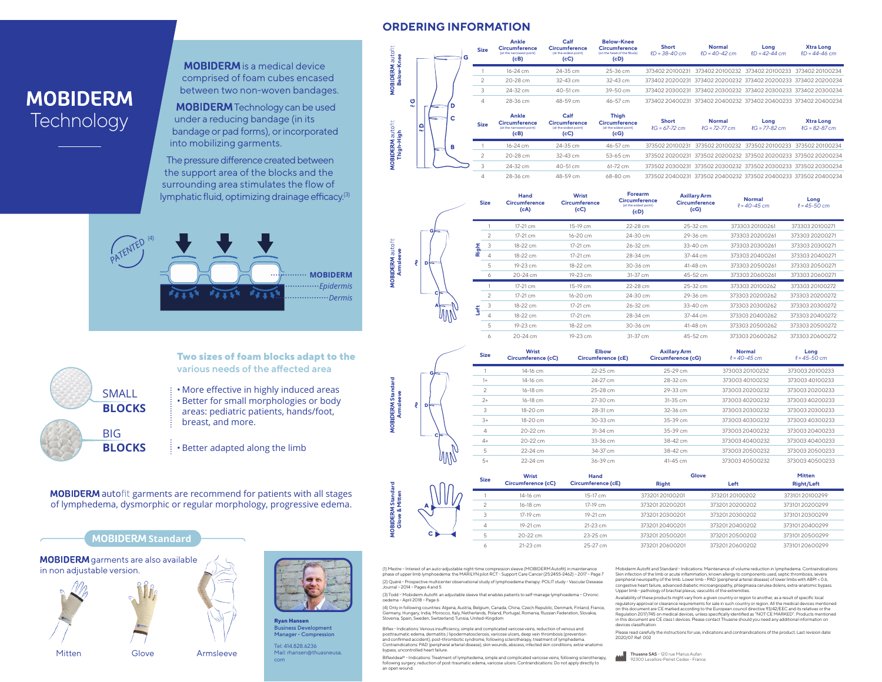# MOBIDERM Technology

**MOBIDERM** is a medical device comprised of foam cubes encased between two non-woven bandages.

**MOBIDERM** Technology can be used under a reducing bandage (in its bandage or pad forms), or incorporated into mobilizing garments.

The pressure difference created between the support area of the blocks and the surrounding area stimulates the flow of lymphatic fluid, optimizing drainage efficacy.[3]

PATENTED[4]

MOBIDERM
*Epidermis*
*Dermis*

## Two sizes of foam blocks adapt to the various needs of the affected area

SMALL **BLOCKS**

- More effective in highly induced areas
- Better for small morphologies or body areas: pediatric patients, hands/foot, breast, and more.

BIG **BLOCKS**

- Better adapted along the limb

**MOBIDERM** autofit garments are recommend for patients with all stages of lymphedema, dysmorphic or regular morphology, progressive edema.

## MOBIDERM Standard

**MOBIDERM** garments are also available in non adjustable version.

Mitten | Glove | Armsleeve

**Ryan Hansen**
Business Development Manager - Compression

Tel: 414.828.6236
Mail: rhansen@thuasneusa.com

# ORDERING INFORMATION

### MOBIDERM autofit Below-Knee

| Size | Ankle Circumference (at the narrowest point) (cB) | Calf Circumference (at the widest point) (cC) | Below-Knee Circumference (on the head of the fibula) (cD) | Short ℓD = 38-40 cm | Normal ℓD = 40-42 cm | Long ℓD = 42-44 cm | Xtra Long ℓD = 44-46 cm |
|---|---|---|---|---|---|---|---|
| 1 | 16-24 cm | 24-35 cm | 25-36 cm | 373402 20100231 | 373402 20100232 | 373402 20100233 | 373402 20100234 |
| 2 | 20-28 cm | 32-43 cm | 32-43 cm | 373402 20200231 | 373402 20200232 | 373402 20200233 | 373402 20200234 |
| 3 | 24-32 cm | 40-51 cm | 39-50 cm | 373402 20300231 | 373402 20300232 | 373402 20300233 | 373402 20300234 |
| 4 | 28-36 cm | 48-59 cm | 46-57 cm | 373402 20400231 | 373402 20400232 | 373402 20400233 | 373402 20400234 |

### MOBIDERM autofit Thigh-High

| Size | Ankle Circumference (at the narrowest point) (cB) | Calf Circumference (at the widest point) (cC) | Thigh Circumference (at the widest point) (cG) | Short ℓG = 67-72 cm | Normal ℓG = 72-77 cm | Long ℓG = 77-82 cm | Xtra Long ℓG = 82-87 cm |
|---|---|---|---|---|---|---|---|
| 1 | 16-24 cm | 24-35 cm | 46-57 cm | 373502 20100231 | 373502 20100232 | 373502 20100233 | 373502 20100234 |
| 2 | 20-28 cm | 32-43 cm | 53-65 cm | 373502 20200231 | 373502 20200232 | 373502 20200233 | 373502 20200234 |
| 3 | 24-32 cm | 40-51 cm | 61-72 cm | 373502 20300231 | 373502 20300232 | 373502 20300233 | 373502 20300234 |
| 4 | 28-36 cm | 48-59 cm | 68-80 cm | 373502 20400231 | 373502 20400232 | 373502 20400233 | 373502 20400234 |

### MOBIDERM autofit Armsleeve

| | Size | Hand Circumference (cA) | Wrist Circumference (cC) | Forearm Circumference (at the widest point) (cD) | Axillary Arm Circumference (cG) | Normal ℓ = 40-45 cm | Long ℓ = 45-50 cm |
|---|---|---|---|---|---|---|---|
| Right | 1 | 17-21 cm | 15-19 cm | 22-28 cm | 25-32 cm | 373303 20100261 | 373303 20100271 |
| Right | 2 | 17-21 cm | 16-20 cm | 24-30 cm | 29-36 cm | 373303 20200261 | 373303 20200271 |
| Right | 3 | 18-22 cm | 17-21 cm | 26-32 cm | 33-40 cm | 373303 20300261 | 373303 20300271 |
| Right | 4 | 18-22 cm | 17-21 cm | 28-34 cm | 37-44 cm | 373303 20400261 | 373303 20400271 |
| Right | 5 | 19-23 cm | 18-22 cm | 30-36 cm | 41-48 cm | 373303 20500261 | 373303 20500271 |
| Right | 6 | 20-24 cm | 19-23 cm | 31-37 cm | 45-52 cm | 373303 20600261 | 373303 20600271 |
| Left | 1 | 17-21 cm | 15-19 cm | 22-28 cm | 25-32 cm | 373303 20100262 | 373303 20100272 |
| Left | 2 | 17-21 cm | 16-20 cm | 24-30 cm | 29-36 cm | 373303 20200262 | 373303 20200272 |
| Left | 3 | 18-22 cm | 17-21 cm | 26-32 cm | 33-40 cm | 373303 20300262 | 373303 20300272 |
| Left | 4 | 18-22 cm | 17-21 cm | 28-34 cm | 37-44 cm | 373303 20400262 | 373303 20400272 |
| Left | 5 | 19-23 cm | 18-22 cm | 30-36 cm | 41-48 cm | 373303 20500262 | 373303 20500272 |
| Left | 6 | 20-24 cm | 19-23 cm | 31-37 cm | 45-52 cm | 373303 20600262 | 373303 20600272 |

### MOBIDERM Standard Armsleeve

| Size | Wrist Circumference (cC) | Elbow Circumference (cE) | Axillary Arm Circumference (cG) | Normal ℓ = 40-45 cm | Long ℓ = 45-50 cm |
|---|---|---|---|---|---|
| 1 | 14-16 cm | 22-25 cm | 25-29 cm | 373003 20100232 | 373003 20100233 |
| 1+ | 14-16 cm | 24-27 cm | 28-32 cm | 373003 40100232 | 373003 40100233 |
| 2 | 16-18 cm | 25-28 cm | 29-33 cm | 373003 20200232 | 373003 20200233 |
| 2+ | 16-18 cm | 27-30 cm | 31-35 cm | 373003 40200232 | 373003 40200233 |
| 3 | 18-20 cm | 28-31 cm | 32-36 cm | 373003 20300232 | 373003 20300233 |
| 3+ | 18-20 cm | 30-33 cm | 35-39 cm | 373003 40300232 | 373003 40300233 |
| 4 | 20-22 cm | 31-34 cm | 35-39 cm | 373003 20400232 | 373003 20400233 |
| 4+ | 20-22 cm | 33-36 cm | 38-42 cm | 373003 40400232 | 373003 40400233 |
| 5 | 22-24 cm | 34-37 cm | 38-42 cm | 373003 20500232 | 373003 20500233 |
| 5+ | 22-24 cm | 36-39 cm | 41-45 cm | 373003 40500232 | 373003 40500233 |

### MOBIDERM Standard Glove & Mitten

| Size | Wrist Circumference (cC) | Hand Circumference (cE) | Glove Right | Glove Left | Mitten Right/Left |
|---|---|---|---|---|---|
| 1 | 14-16 cm | 15-17 cm | 373201 20100201 | 373201 20100202 | 373101 20100299 |
| 2 | 16-18 cm | 17-19 cm | 373201 20200201 | 373201 20200202 | 373101 20200299 |
| 3 | 17-19 cm | 19-21 cm | 373201 20300201 | 373201 20300202 | 373101 20300299 |
| 4 | 19-21 cm | 21-23 cm | 373201 20400201 | 373201 20400202 | 373101 20400299 |
| 5 | 20-22 cm | 23-25 cm | 373201 20500201 | 373201 20500202 | 373101 20500299 |
| 6 | 21-23 cm | 25-27 cm | 373201 20600201 | 373201 20600202 | 373101 20600299 |

(1) Mestre - Interest of an auto-adjustable night-time compression sleeve (MOBIDERM Autofit) in maintenance phase of upper limb lymphoedema: the MARILYN pilot RCT - Support Care Cancer (25:2455-2462) - 2017 - Page 7

(2) Quéré - Prospective multicenter observational study of lymphoedema therapy: POLIT study - Vascular Desease Journal - 2014 - Pages 4 and 5

(3) Todd - Mobiderm Autofit: an adjustable sleeve that enables patients to self-manage lymphoedema - Chronic oedema - April 2018 - Page 6

(4) Only in following countries: Algeria, Austria, Belgium, Canada, China, Czech Republic, Denmark, Finland, France, Germany, Hungary, India, Morocco, Italy, Netherlands, Poland, Portugal, Romania, Russian Federation, Slovakia, Slovenia, Spain, Sweden, Switzerland, Tunisia, United-Kingdom

Biflex - Indications: Venous insufficiency, simple and complicated varicose veins, reduction of venous and posttraumatic edema, dermatitis / lipodermatosclerosis, varicose ulcers, deep vein thrombosis (prevention and confirmed accident), post-thrombotic syndrome, following sclerotherapy, treatment of lymphedema. Contraindications: PAD (peripheral arterial disease), skin wounds, abscess, infected skin conditions, extra-anatomic bypass, uncontrolled heart failure.

Biflexideal® - Indications: Treatment of lymphedema, simple and complicated varicose veins, following sclerotherapy, following surgery, reduction of post-traumatic edema, varicose ulcers. Contraindications: Do not apply directly to an open wound.

Mobiderm Autofit and Standard - Indications: Maintenance of volume reduction in lymphedema. Contraindications: Skin infection of the limb or acute inflammation, known allergy to components used, septic thrombosis, severe peripheral neuropathy of the limb. Lower limb - PAD (peripheral arterial disease) of lower limbs with ABPI < 0.6, congestive heart failure, advanced diabetic microangiopathy, phlegmasia cerulea dolens, extra-anatomic bypass. Upper limb - pathology of brachial plexus, vasculitis of the extremities.

Availability of these products might vary from a given country or region to another, as a result of specific local regulatory approval or clearance requirements for sale in such country or region. All the medical devices mentioned on this document are CE marked according to the European council directive 93/42/EEC and its relatives or the Regulation 2017/745 on medical devices, unless specifically identified as "NOT CE MARKED". Medical devices mentioned in this document are CE class I devices. Please contact Thuasne should you need any additional information on devices classification.

Please read carefully the instructions for use, indications and contraindications of the product. Last revision date: 2020/07. Ref: 002

**Thuasne SAS** - 120 rue Marius Aufan 92300 Levallois-Perret Cedex - France